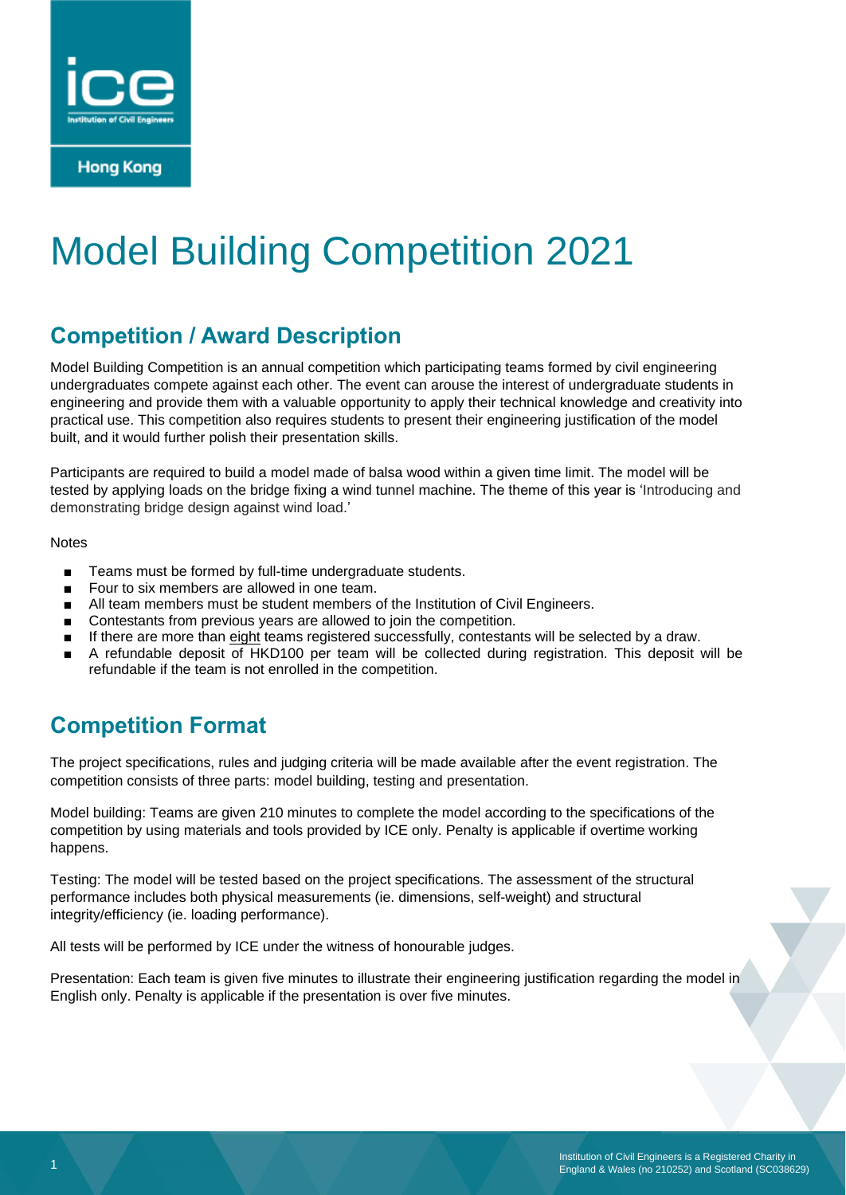# Model Building Competition 2021

## Competition / Award Description

Model Building Competition is an annual competition which participating teams formed by civil engineering undergraduates compete against each other. The event can arouse the interest of undergraduate students in engineering and provide them with a valuable opportunity to apply their technical knowledge and creativity into practical use. This competition also requires students to present their engineering justification of the model built, and it would further polish their presentation skills.

Participants are required to build a model made of balsa wood within a given time limit. The model will be tested by applying loads on the bridge fixing a wind tunnel machine. The theme of this year is 'Introducing and demonstrating bridge design against wind load.'

Notes

- Teams must be formed by full-time undergraduate students.
- Four to six members are allowed in one team.
- All team members must be student members of the Institution of Civil Engineers.
- Contestants from previous years are allowed to join the competition.
- If there are more than eight teams registered successfully, contestants will be selected by a draw.
- A refundable deposit of HKD100 per team will be collected during registration. This deposit will be refundable if the team is not enrolled in the competition.

## Competition Format

The project specifications, rules and judging criteria will be made available after the event registration. The competition consists of three parts: model building, testing and presentation.

Model building: Teams are given 210 minutes to complete the model according to the specifications of the competition by using materials and tools provided by ICE only. Penalty is applicable if overtime working happens.

Testing: The model will be tested based on the project specifications. The assessment of the structural performance includes both physical measurements (ie. dimensions, self-weight) and structural integrity/efficiency (ie. loading performance).

All tests will be performed by ICE under the witness of honourable judges.

Presentation: Each team is given five minutes to illustrate their engineering justification regarding the model in English only. Penalty is applicable if the presentation is over five minutes.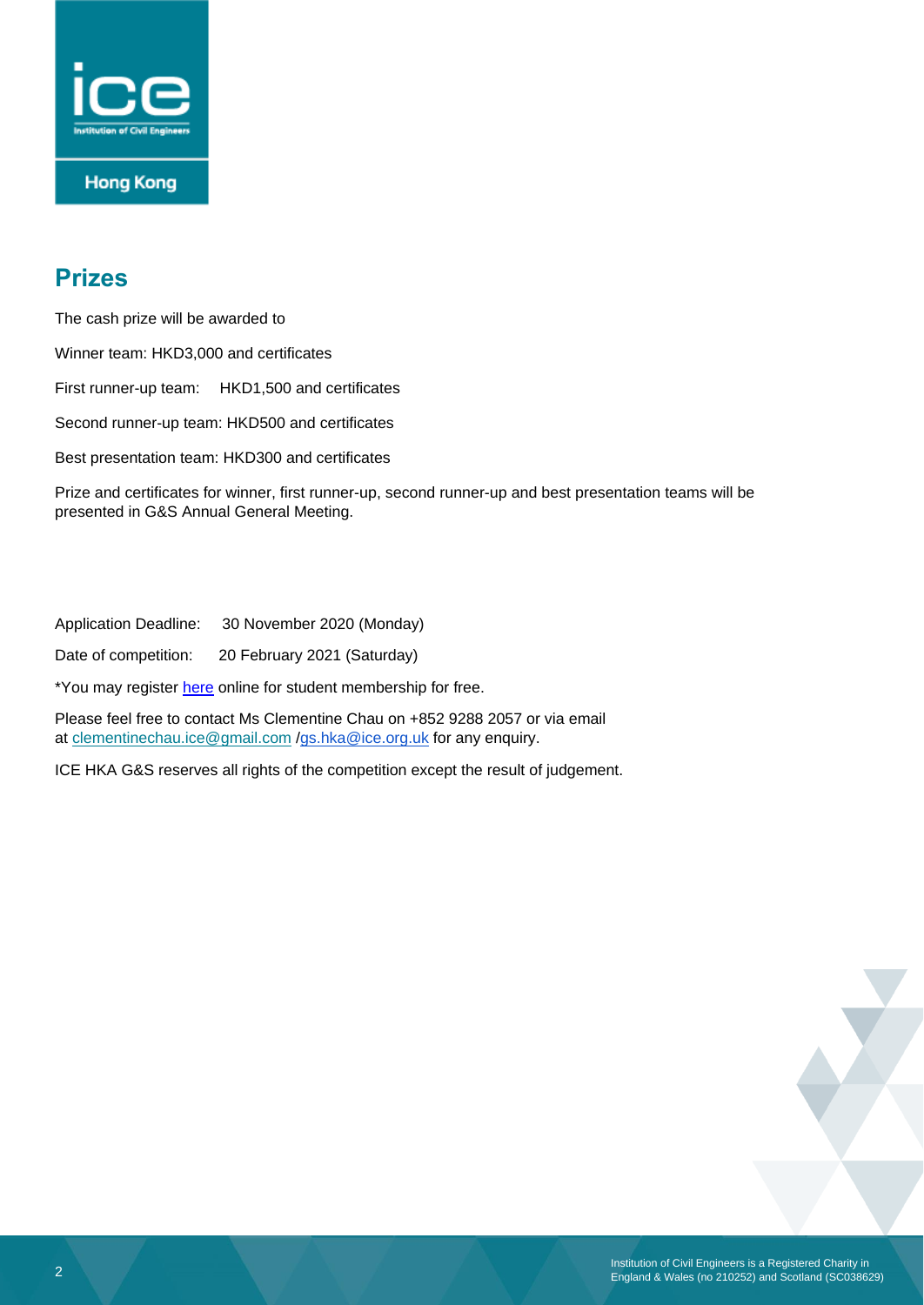## Prizes

The cash prize will be awarded to

Winner team: HKD3,000 and certificates

First runner-up team: HKD1,500 and certificates

Second runner-up team: HKD500 and certificates

Best presentation team: HKD300 and certificates

Prize and certificates for winner, first runner-up, second runner-up and best presentation teams will be presented in G&S Annual General Meeting.

Application Deadline: 30 November 2020 (Monday)

Date of competition: 20 February 2021 (Saturday)

*You may register here online for student membership for free.

Please feel free to contact Ms Clementine Chau on +852 9288 2057 or via email at clementinechau.ice@gmail.com /gs.hka@ice.org.uk for any enquiry.

ICE HKA G&S reserves all rights of the competition except the result of judgement.

Institution of Civil Engineers is a Registered Charity in England & Wales (no 210252) and Scotland (SC038629)